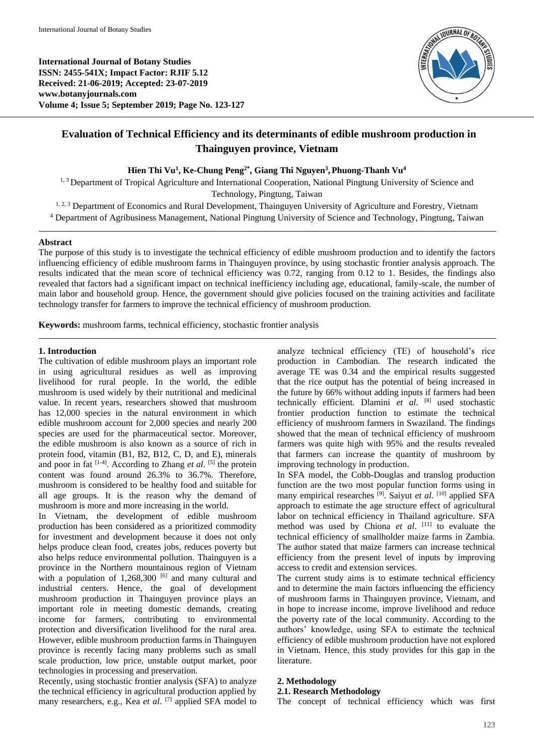**International Journal of Botany Studies**
**ISSN: 2455-541X; Impact Factor: RJIF 5.12**
**Received: 21-06-2019; Accepted: 23-07-2019**
**www.botanyjournals.com**
**Volume 4; Issue 5; September 2019; Page No. 123-127**

# Evaluation of Technical Efficiency and its determinants of edible mushroom production in Thainguyen province, Vietnam

**Hien Thi Vu[1], Ke-Chung Peng[2*], Giang Thi Nguyen[3], Phuong-Thanh Vu[4]**

[1, 3] Department of Tropical Agriculture and International Cooperation, National Pingtung University of Science and Technology, Pingtung, Taiwan

[1, 2, 3] Department of Economics and Rural Development, Thainguyen University of Agriculture and Forestry, Vietnam

[4] Department of Agribusiness Management, National Pingtung University of Science and Technology, Pingtung, Taiwan

## Abstract

The purpose of this study is to investigate the technical efficiency of edible mushroom production and to identify the factors influencing efficiency of edible mushroom farms in Thainguyen province, by using stochastic frontier analysis approach. The results indicated that the mean score of technical efficiency was 0.72, ranging from 0.12 to 1. Besides, the findings also revealed that factors had a significant impact on technical inefficiency including age, educational, family-scale, the number of main labor and household group. Hence, the government should give policies focused on the training activities and facilitate technology transfer for farmers to improve the technical efficiency of mushroom production.

**Keywords:** mushroom farms, technical efficiency, stochastic frontier analysis

## 1. Introduction

The cultivation of edible mushroom plays an important role in using agricultural residues as well as improving livelihood for rural people. In the world, the edible mushroom is used widely by their nutritional and medicinal value. In recent years, researchers showed that mushroom has 12,000 species in the natural environment in which edible mushroom account for 2,000 species and nearly 200 species are used for the pharmaceutical sector. Moreover, the edible mushroom is also known as a source of rich in protein food, vitamin (B1, B2, B12, C, D, and E), minerals and poor in fat [1-4]. According to Zhang *et al*. [5] the protein content was found around 26.3% to 36.7%. Therefore, mushroom is considered to be healthy food and suitable for all age groups. It is the reason why the demand of mushroom is more and more increasing in the world.

In Vietnam, the development of edible mushroom production has been considered as a prioritized commodity for investment and development because it does not only helps produce clean food, creates jobs, reduces poverty but also helps reduce environmental pollution. Thainguyen is a province in the Northern mountainous region of Vietnam with a population of 1,268,300 [6] and many cultural and industrial centers. Hence, the goal of development mushroom production in Thainguyen province plays an important role in meeting domestic demands, creating income for farmers, contributing to environmental protection and diversification livelihood for the rural area. However, edible mushroom production farms in Thainguyen province is recently facing many problems such as small scale production, low price, unstable output market, poor technologies in processing and preservation.

Recently, using stochastic frontier analysis (SFA) to analyze the technical efficiency in agricultural production applied by many researchers, e.g., Kea *et al*. [7] applied SFA model to analyze technical efficiency (TE) of household's rice production in Cambodian. The research indicated the average TE was 0.34 and the empirical results suggested that the rice output has the potential of being increased in the future by 66% without adding inputs if farmers had been technically efficient. Dlamini *et al*. [8] used stochastic frontier production function to estimate the technical efficiency of mushroom farmers in Swaziland. The findings showed that the mean of technical efficiency of mushroom farmers was quite high with 95% and the results revealed that farmers can increase the quantity of mushroom by improving technology in production.

In SFA model, the Cobb-Douglas and translog production function are the two most popular function forms using in many empirical researches [9]. Saiyut *et al*. [10] applied SFA approach to estimate the age structure effect of agricultural labor on technical efficiency in Thailand agriculture. SFA method was used by Chiona *et al*. [11] to evaluate the technical efficiency of smallholder maize farms in Zambia. The author stated that maize farmers can increase technical efficiency from the present level of inputs by improving access to credit and extension services.

The current study aims is to estimate technical efficiency and to determine the main factors influencing the efficiency of mushroom farms in Thainguyen province, Vietnam, and in hope to increase income, improve livelihood and reduce the poverty rate of the local community. According to the authors' knowledge, using SFA to estimate the technical efficiency of edible mushroom production have not explored in Vietnam. Hence, this study provides for this gap in the literature.

## 2. Methodology

### 2.1. Research Methodology

The concept of technical efficiency which was first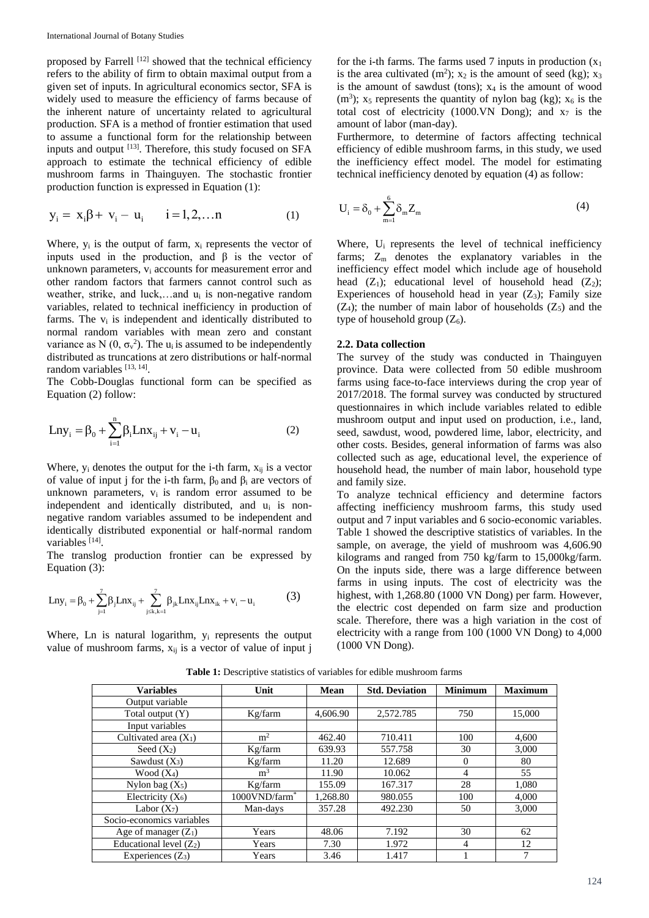proposed by Farrell [12] showed that the technical efficiency refers to the ability of firm to obtain maximal output from a given set of inputs. In agricultural economics sector, SFA is widely used to measure the efficiency of farms because of the inherent nature of uncertainty related to agricultural production. SFA is a method of frontier estimation that used to assume a functional form for the relationship between inputs and output [13]. Therefore, this study focused on SFA approach to estimate the technical efficiency of edible mushroom farms in Thainguyen. The stochastic frontier production function is expressed in Equation (1):

$$y_i = x_i\beta + v_i - u_i \qquad i = 1, 2, \ldots n \tag{1}$$

Where, $y_i$ is the output of farm, $x_i$ represents the vector of inputs used in the production, and β is the vector of unknown parameters, $v_i$ accounts for measurement error and other random factors that farmers cannot control such as weather, strike, and luck,…and $u_i$ is non-negative random variables, related to technical inefficiency in production of farms. The $v_i$ is independent and identically distributed to normal random variables with mean zero and constant variance as N (0, $\sigma_v^2$). The $u_i$ is assumed to be independently distributed as truncations at zero distributions or half-normal random variables [13, 14].

The Cobb-Douglas functional form can be specified as Equation (2) follow:

$$\text{Ln}y_i = \beta_0 + \sum_{i=1}^{n} \beta_i \text{Ln}x_{ij} + v_i - u_i \tag{2}$$

Where, $y_i$ denotes the output for the i-th farm, $x_{ij}$ is a vector of value of input j for the i-th farm, $\beta_0$ and $\beta_i$ are vectors of unknown parameters, $v_i$ is random error assumed to be independent and identically distributed, and $u_i$ is non-negative random variables assumed to be independent and identically distributed exponential or half-normal random variables [14].

The translog production frontier can be expressed by Equation (3):

$$\text{Ln}y_i = \beta_0 + \sum_{j=1}^{7} \beta_j \text{Ln}x_{ij} + \sum_{j\leq k, k=1}^{7} \beta_{jk} \text{Ln}x_{ij} \text{Ln}x_{ik} + v_i - u_i \tag{3}$$

Where, Ln is natural logarithm, $y_i$ represents the output value of mushroom farms, $x_{ij}$ is a vector of value of input j for the i-th farms. The farms used 7 inputs in production ($x_1$ is the area cultivated (m²); $x_2$ is the amount of seed (kg); $x_3$ is the amount of sawdust (tons); $x_4$ is the amount of wood (m³); $x_5$ represents the quantity of nylon bag (kg); $x_6$ is the total cost of electricity (1000.VN Dong); and $x_7$ is the amount of labor (man-day).

Furthermore, to determine of factors affecting technical efficiency of edible mushroom farms, in this study, we used the inefficiency effect model. The model for estimating technical inefficiency denoted by equation (4) as follow:

$$U_i = \delta_0 + \sum_{m=1}^{6} \delta_m Z_m \tag{4}$$

Where, $U_i$ represents the level of technical inefficiency farms; $Z_m$ denotes the explanatory variables in the inefficiency effect model which include age of household head ($Z_1$); educational level of household head ($Z_2$); Experiences of household head in year ($Z_3$); Family size ($Z_4$); the number of main labor of households ($Z_5$) and the type of household group ($Z_6$).

### 2.2. Data collection

The survey of the study was conducted in Thainguyen province. Data were collected from 50 edible mushroom farms using face-to-face interviews during the crop year of 2017/2018. The formal survey was conducted by structured questionnaires in which include variables related to edible mushroom output and input used on production, i.e., land, seed, sawdust, wood, powdered lime, labor, electricity, and other costs. Besides, general information of farms was also collected such as age, educational level, the experience of household head, the number of main labor, household type and family size.

To analyze technical efficiency and determine factors affecting inefficiency mushroom farms, this study used output and 7 input variables and 6 socio-economic variables. Table 1 showed the descriptive statistics of variables. In the sample, on average, the yield of mushroom was 4,606.90 kilograms and ranged from 750 kg/farm to 15,000kg/farm. On the inputs side, there was a large difference between farms in using inputs. The cost of electricity was the highest, with 1,268.80 (1000 VN Dong) per farm. However, the electric cost depended on farm size and production scale. Therefore, there was a high variation in the cost of electricity with a range from 100 (1000 VN Dong) to 4,000 (1000 VN Dong).

**Table 1:** Descriptive statistics of variables for edible mushroom farms

| Variables | Unit | Mean | Std. Deviation | Minimum | Maximum |
|---|---|---|---|---|---|
| Output variable | | | | | |
| Total output (Y) | Kg/farm | 4,606.90 | 2,572.785 | 750 | 15,000 |
| Input variables | | | | | |
| Cultivated area ($X_1$) | m² | 462.40 | 710.411 | 100 | 4,600 |
| Seed ($X_2$) | Kg/farm | 639.93 | 557.758 | 30 | 3,000 |
| Sawdust ($X_3$) | Kg/farm | 11.20 | 12.689 | 0 | 80 |
| Wood ($X_4$) | m³ | 11.90 | 10.062 | 4 | 55 |
| Nylon bag ($X_5$) | Kg/farm | 155.09 | 167.317 | 28 | 1,080 |
| Electricity ($X_6$) | 1000VND/farm* | 1,268.80 | 980.055 | 100 | 4,000 |
| Labor ($X_7$) | Man-days | 357.28 | 492.230 | 50 | 3,000 |
| Socio-economics variables | | | | | |
| Age of manager ($Z_1$) | Years | 48.06 | 7.192 | 30 | 62 |
| Educational level ($Z_2$) | Years | 7.30 | 1.972 | 4 | 12 |
| Experiences ($Z_3$) | Years | 3.46 | 1.417 | 1 | 7 |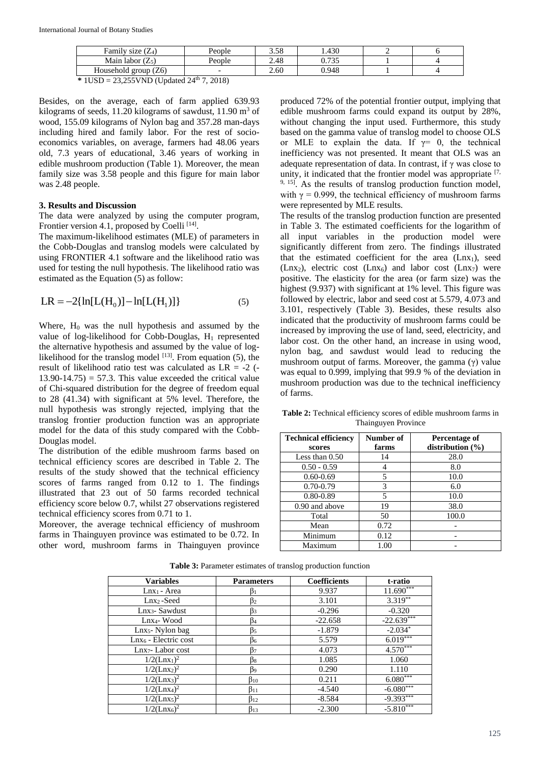| Family size ($Z_4$) | People | 3.58 | 1.430 | 2 | 6 |
|---|---|---|---|---|---|
| Main labor ($Z_5$) | People | 2.48 | 0.735 | 1 | 4 |
| Household group (Z6) | - | 2.60 | 0.948 | 1 | 4 |

**\*** 1USD = 23,255VND (Updated 24th 7, 2018)

Besides, on the average, each of farm applied 639.93 kilograms of seeds, 11.20 kilograms of sawdust, 11.90 $m^3$ of wood, 155.09 kilograms of Nylon bag and 357.28 man-days including hired and family labor. For the rest of socio-economics variables, on average, farmers had 48.06 years old, 7.3 years of educational, 3.46 years of working in edible mushroom production (Table 1). Moreover, the mean family size was 3.58 people and this figure for main labor was 2.48 people.

### 3. Results and Discussion

The data were analyzed by using the computer program, Frontier version 4.1, proposed by Coelli [14].

The maximum-likelihood estimates (MLE) of parameters in the Cobb-Douglas and translog models were calculated by using FRONTIER 4.1 software and the likelihood ratio was used for testing the null hypothesis. The likelihood ratio was estimated as the Equation (5) as follow:

$$LR = -2\{\ln[L(H_0)] - \ln[L(H_1)]\} \quad (5)$$

Where, $H_0$ was the null hypothesis and assumed by the value of log-likelihood for Cobb-Douglas, $H_1$ represented the alternative hypothesis and assumed by the value of log-likelihood for the translog model [13]. From equation (5), the result of likelihood ratio test was calculated as LR = -2 (-13.90-14.75) = 57.3. This value exceeded the critical value of Chi-squared distribution for the degree of freedom equal to 28 (41.34) with significant at 5% level. Therefore, the null hypothesis was strongly rejected, implying that the translog frontier production function was an appropriate model for the data of this study compared with the Cobb-Douglas model.

The distribution of the edible mushroom farms based on technical efficiency scores are described in Table 2. The results of the study showed that the technical efficiency scores of farms ranged from 0.12 to 1. The findings illustrated that 23 out of 50 farms recorded technical efficiency score below 0.7, whilst 27 observations registered technical efficiency scores from 0.71 to 1.

Moreover, the average technical efficiency of mushroom farms in Thainguyen province was estimated to be 0.72. In other word, mushroom farms in Thainguyen province produced 72% of the potential frontier output, implying that edible mushroom farms could expand its output by 28%, without changing the input used. Furthermore, this study based on the gamma value of translog model to choose OLS or MLE to explain the data. If $\gamma$= 0, the technical inefficiency was not presented. It meant that OLS was an adequate representation of data. In contrast, if $\gamma$ was close to unity, it indicated that the frontier model was appropriate [7, 9, 15]. As the results of translog production function model, with $\gamma$ = 0.999, the technical efficiency of mushroom farms were represented by MLE results.

The results of the translog production function are presented in Table 3. The estimated coefficients for the logarithm of all input variables in the production model were significantly different from zero. The findings illustrated that the estimated coefficient for the area ($Lnx_1$), seed ($Lnx_2$), electric cost ($Lnx_6$) and labor cost ($Lnx_7$) were positive. The elasticity for the area (or farm size) was the highest (9.937) with significant at 1% level. This figure was followed by electric, labor and seed cost at 5.579, 4.073 and 3.101, respectively (Table 3). Besides, these results also indicated that the productivity of mushroom farms could be increased by improving the use of land, seed, electricity, and labor cost. On the other hand, an increase in using wood, nylon bag, and sawdust would lead to reducing the mushroom output of farms. Moreover, the gamma ($\gamma$) value was equal to 0.999, implying that 99.9 % of the deviation in mushroom production was due to the technical inefficiency of farms.

**Table 2:** Technical efficiency scores of edible mushroom farms in Thainguyen Province

| Technical efficiency scores | Number of farms | Percentage of distribution (%) |
|---|---|---|
| Less than 0.50 | 14 | 28.0 |
| 0.50 - 0.59 | 4 | 8.0 |
| 0.60-0.69 | 5 | 10.0 |
| 0.70-0.79 | 3 | 6.0 |
| 0.80-0.89 | 5 | 10.0 |
| 0.90 and above | 19 | 38.0 |
| Total | 50 | 100.0 |
| Mean | 0.72 | - |
| Minimum | 0.12 | - |
| Maximum | 1.00 | - |

**Table 3:** Parameter estimates of translog production function

| Variables | Parameters | Coefficients | t-ratio |
|---|---|---|---|
| $Lnx_1$ - Area | $\beta_1$ | 9.937 | 11.690*** |
| $Lnx_2$ -Seed | $\beta_2$ | 3.101 | 3.319** |
| $Lnx_3$- Sawdust | $\beta_3$ | -0.296 | -0.320 |
| $Lnx_4$- Wood | $\beta_4$ | -22.658 | -22.639*** |
| $Lnx_5$- Nylon bag | $\beta_5$ | -1.879 | -2.034* |
| $Lnx_6$ - Electric cost | $\beta_6$ | 5.579 | 6.019*** |
| $Lnx_7$- Labor cost | $\beta_7$ | 4.073 | 4.570*** |
| $1/2(Lnx_1)^2$ | $\beta_8$ | 1.085 | 1.060 |
| $1/2(Lnx_2)^2$ | $\beta_9$ | 0.290 | 1.110 |
| $1/2(Lnx_3)^2$ | $\beta_{10}$ | 0.211 | 6.080*** |
| $1/2(Lnx_4)^2$ | $\beta_{11}$ | -4.540 | -6.080*** |
| $1/2(Lnx_5)^2$ | $\beta_{12}$ | -8.584 | -9.393*** |
| $1/2(Lnx_6)^2$ | $\beta_{13}$ | -2.300 | -5.810*** |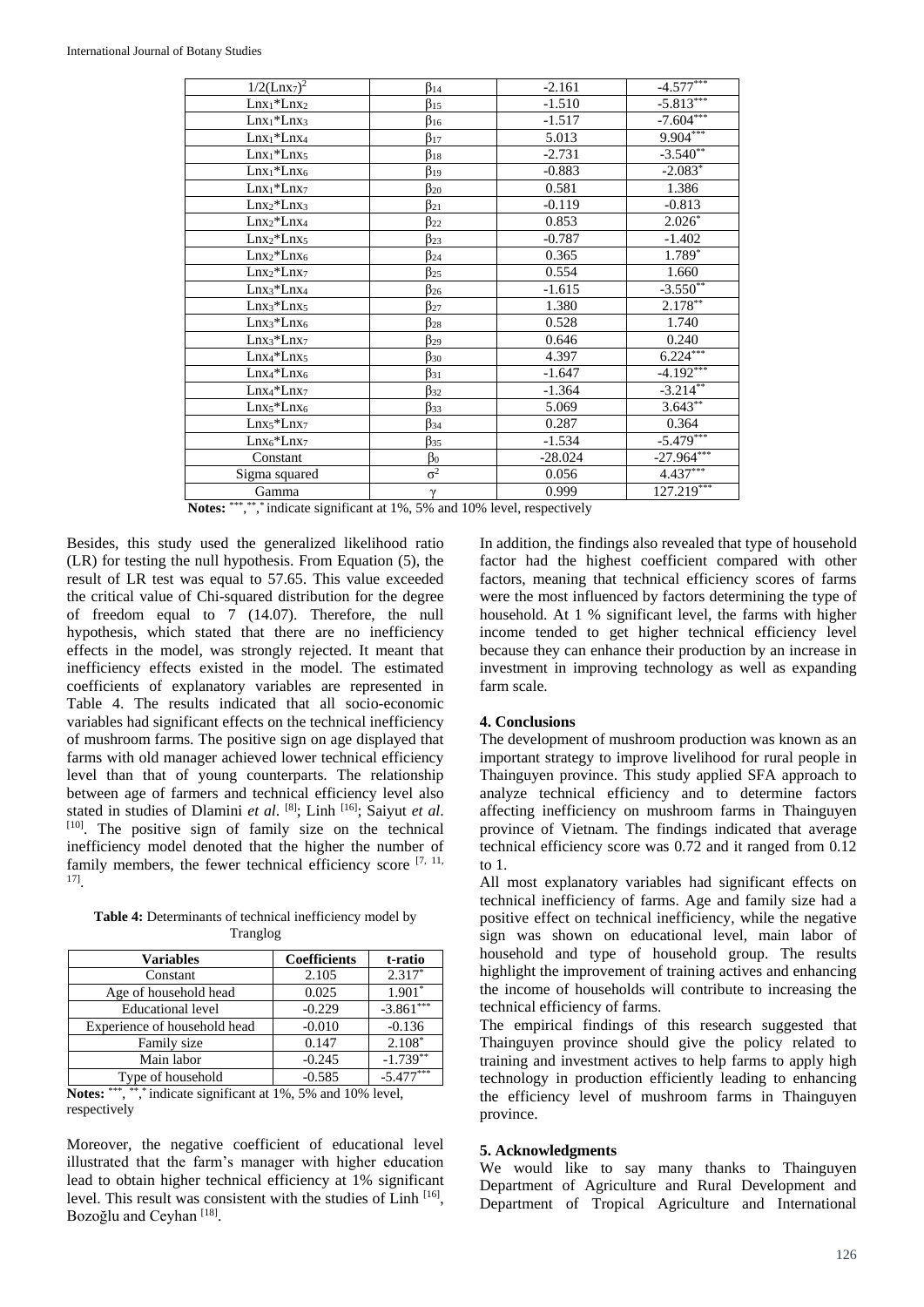| $1/2(Lnx_7)^2$ | $\beta_{14}$ | -2.161 | $-4.577^{***}$ |
|---|---|---|---|
| $Lnx_1*Lnx_2$ | $\beta_{15}$ | -1.510 | $-5.813^{***}$ |
| $Lnx_1*Lnx_3$ | $\beta_{16}$ | -1.517 | $-7.604^{***}$ |
| $Lnx_1*Lnx_4$ | $\beta_{17}$ | 5.013 | $9.904^{***}$ |
| $Lnx_1*Lnx_5$ | $\beta_{18}$ | -2.731 | $-3.540^{**}$ |
| $Lnx_1*Lnx_6$ | $\beta_{19}$ | -0.883 | $-2.083^{*}$ |
| $Lnx_1*Lnx_7$ | $\beta_{20}$ | 0.581 | 1.386 |
| $Lnx_2*Lnx_3$ | $\beta_{21}$ | -0.119 | -0.813 |
| $Lnx_2*Lnx_4$ | $\beta_{22}$ | 0.853 | $2.026^{*}$ |
| $Lnx_2*Lnx_5$ | $\beta_{23}$ | -0.787 | -1.402 |
| $Lnx_2*Lnx_6$ | $\beta_{24}$ | 0.365 | $1.789^{*}$ |
| $Lnx_2*Lnx_7$ | $\beta_{25}$ | 0.554 | 1.660 |
| $Lnx_3*Lnx_4$ | $\beta_{26}$ | -1.615 | $-3.550^{**}$ |
| $Lnx_3*Lnx_5$ | $\beta_{27}$ | 1.380 | $2.178^{**}$ |
| $Lnx_3*Lnx_6$ | $\beta_{28}$ | 0.528 | 1.740 |
| $Lnx_3*Lnx_7$ | $\beta_{29}$ | 0.646 | 0.240 |
| $Lnx_4*Lnx_5$ | $\beta_{30}$ | 4.397 | $6.224^{***}$ |
| $Lnx_4*Lnx_6$ | $\beta_{31}$ | -1.647 | $-4.192^{***}$ |
| $Lnx_4*Lnx_7$ | $\beta_{32}$ | -1.364 | $-3.214^{**}$ |
| $Lnx_5*Lnx_6$ | $\beta_{33}$ | 5.069 | $3.643^{**}$ |
| $Lnx_5*Lnx_7$ | $\beta_{34}$ | 0.287 | 0.364 |
| $Lnx_6*Lnx_7$ | $\beta_{35}$ | -1.534 | $-5.479^{***}$ |
| Constant | $\beta_0$ | -28.024 | $-27.964^{***}$ |
| Sigma squared | $\sigma^2$ | 0.056 | $4.437^{***}$ |
| Gamma | $\gamma$ | 0.999 | $127.219^{***}$ |

**Notes:** ***, **, * indicate significant at 1%, 5% and 10% level, respectively

Besides, this study used the generalized likelihood ratio (LR) for testing the null hypothesis. From Equation (5), the result of LR test was equal to 57.65. This value exceeded the critical value of Chi-squared distribution for the degree of freedom equal to 7 (14.07). Therefore, the null hypothesis, which stated that there are no inefficiency effects in the model, was strongly rejected. It meant that inefficiency effects existed in the model. The estimated coefficients of explanatory variables are represented in Table 4. The results indicated that all socio-economic variables had significant effects on the technical inefficiency of mushroom farms. The positive sign on age displayed that farms with old manager achieved lower technical efficiency level than that of young counterparts. The relationship between age of farmers and technical efficiency level also stated in studies of Dlamini *et al*. [8]; Linh [16]; Saiyut *et al*. [10]. The positive sign of family size on the technical inefficiency model denoted that the higher the number of family members, the fewer technical efficiency score [7, 11, 17].

**Table 4:** Determinants of technical inefficiency model by Tranglog

| Variables | Coefficients | t-ratio |
|---|---|---|
| Constant | 2.105 | $2.317^{*}$ |
| Age of household head | 0.025 | $1.901^{*}$ |
| Educational level | -0.229 | $-3.861^{***}$ |
| Experience of household head | -0.010 | -0.136 |
| Family size | 0.147 | $2.108^{*}$ |
| Main labor | -0.245 | $-1.739^{**}$ |
| Type of household | -0.585 | $-5.477^{***}$ |

**Notes:** ***, **, * indicate significant at 1%, 5% and 10% level, respectively

Moreover, the negative coefficient of educational level illustrated that the farm's manager with higher education lead to obtain higher technical efficiency at 1% significant level. This result was consistent with the studies of Linh [16], Bozoğlu and Ceyhan [18].

In addition, the findings also revealed that type of household factor had the highest coefficient compared with other factors, meaning that technical efficiency scores of farms were the most influenced by factors determining the type of household. At 1 % significant level, the farms with higher income tended to get higher technical efficiency level because they can enhance their production by an increase in investment in improving technology as well as expanding farm scale.

## 4. Conclusions

The development of mushroom production was known as an important strategy to improve livelihood for rural people in Thainguyen province. This study applied SFA approach to analyze technical efficiency and to determine factors affecting inefficiency on mushroom farms in Thainguyen province of Vietnam. The findings indicated that average technical efficiency score was 0.72 and it ranged from 0.12 to 1.

All most explanatory variables had significant effects on technical inefficiency of farms. Age and family size had a positive effect on technical inefficiency, while the negative sign was shown on educational level, main labor of household and type of household group. The results highlight the improvement of training actives and enhancing the income of households will contribute to increasing the technical efficiency of farms.

The empirical findings of this research suggested that Thainguyen province should give the policy related to training and investment actives to help farms to apply high technology in production efficiently leading to enhancing the efficiency level of mushroom farms in Thainguyen province.

## 5. Acknowledgments

We would like to say many thanks to Thainguyen Department of Agriculture and Rural Development and Department of Tropical Agriculture and International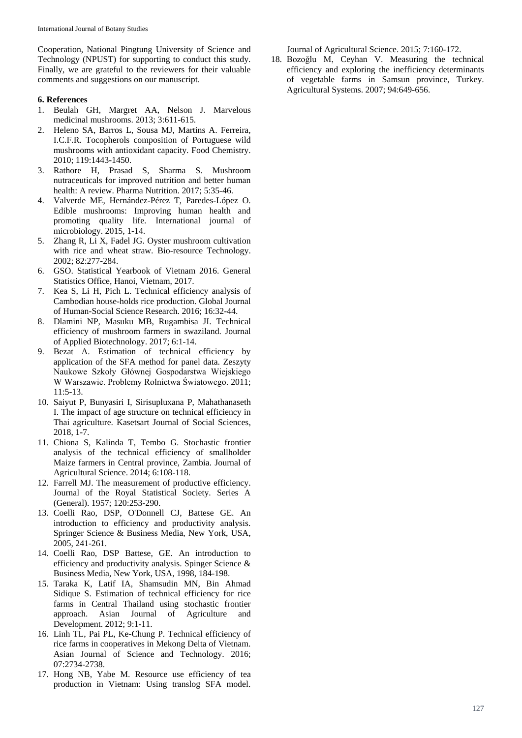Cooperation, National Pingtung University of Science and Technology (NPUST) for supporting to conduct this study. Finally, we are grateful to the reviewers for their valuable comments and suggestions on our manuscript.

**6. References**

1. Beulah GH, Margret AA, Nelson J. Marvelous medicinal mushrooms. 2013; 3:611-615.
2. Heleno SA, Barros L, Sousa MJ, Martins A. Ferreira, I.C.F.R. Tocopherols composition of Portuguese wild mushrooms with antioxidant capacity. Food Chemistry. 2010; 119:1443-1450.
3. Rathore H, Prasad S, Sharma S. Mushroom nutraceuticals for improved nutrition and better human health: A review. Pharma Nutrition. 2017; 5:35-46.
4. Valverde ME, Hernández-Pérez T, Paredes-López O. Edible mushrooms: Improving human health and promoting quality life. International journal of microbiology. 2015, 1-14.
5. Zhang R, Li X, Fadel JG. Oyster mushroom cultivation with rice and wheat straw. Bio-resource Technology. 2002; 82:277-284.
6. GSO. Statistical Yearbook of Vietnam 2016. General Statistics Office, Hanoi, Vietnam, 2017.
7. Kea S, Li H, Pich L. Technical efficiency analysis of Cambodian house-holds rice production. Global Journal of Human-Social Science Research. 2016; 16:32-44.
8. Dlamini NP, Masuku MB, Rugambisa JI. Technical efficiency of mushroom farmers in swaziland. Journal of Applied Biotechnology. 2017; 6:1-14.
9. Bezat A. Estimation of technical efficiency by application of the SFA method for panel data. Zeszyty Naukowe Szkoły Głównej Gospodarstwa Wiejskiego W Warszawie. Problemy Rolnictwa Światowego. 2011; 11:5-13.
10. Saiyut P, Bunyasiri I, Sirisupluxana P, Mahathanaseth I. The impact of age structure on technical efficiency in Thai agriculture. Kasetsart Journal of Social Sciences, 2018, 1-7.
11. Chiona S, Kalinda T, Tembo G. Stochastic frontier analysis of the technical efficiency of smallholder Maize farmers in Central province, Zambia. Journal of Agricultural Science. 2014; 6:108-118.
12. Farrell MJ. The measurement of productive efficiency. Journal of the Royal Statistical Society. Series A (General). 1957; 120:253-290.
13. Coelli Rao, DSP, O'Donnell CJ, Battese GE. An introduction to efficiency and productivity analysis. Springer Science & Business Media, New York, USA, 2005, 241-261.
14. Coelli Rao, DSP Battese, GE. An introduction to efficiency and productivity analysis. Spinger Science & Business Media, New York, USA, 1998, 184-198.
15. Taraka K, Latif IA, Shamsudin MN, Bin Ahmad Sidique S. Estimation of technical efficiency for rice farms in Central Thailand using stochastic frontier approach. Asian Journal of Agriculture and Development. 2012; 9:1-11.
16. Linh TL, Pai PL, Ke-Chung P. Technical efficiency of rice farms in cooperatives in Mekong Delta of Vietnam. Asian Journal of Science and Technology. 2016; 07:2734-2738.
17. Hong NB, Yabe M. Resource use efficiency of tea production in Vietnam: Using translog SFA model. Journal of Agricultural Science. 2015; 7:160-172.
18. Bozoğlu M, Ceyhan V. Measuring the technical efficiency and exploring the inefficiency determinants of vegetable farms in Samsun province, Turkey. Agricultural Systems. 2007; 94:649-656.